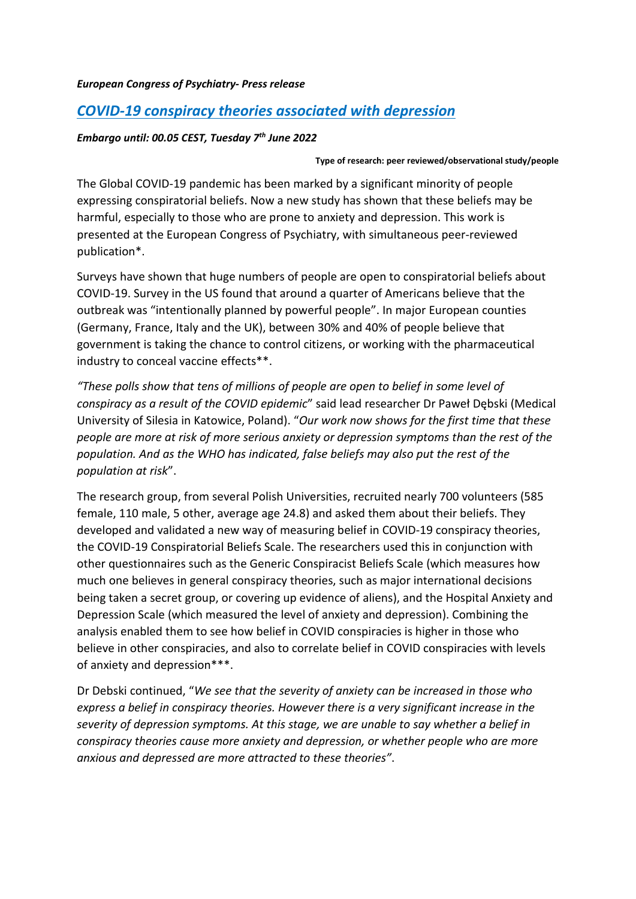***European Congress of Psychiatry- Press release***

# *COVID-19 conspiracy theories associated with depression*

***Embargo until: 00.05 CEST, Tuesday 7th June 2022***

**Type of research: peer reviewed/observational study/people**

The Global COVID-19 pandemic has been marked by a significant minority of people expressing conspiratorial beliefs. Now a new study has shown that these beliefs may be harmful, especially to those who are prone to anxiety and depression. This work is presented at the European Congress of Psychiatry, with simultaneous peer-reviewed publication*.

Surveys have shown that huge numbers of people are open to conspiratorial beliefs about COVID-19. Survey in the US found that around a quarter of Americans believe that the outbreak was "intentionally planned by powerful people". In major European counties (Germany, France, Italy and the UK), between 30% and 40% of people believe that government is taking the chance to control citizens, or working with the pharmaceutical industry to conceal vaccine effects**.

*"These polls show that tens of millions of people are open to belief in some level of conspiracy as a result of the COVID epidemic*" said lead researcher Dr Paweł Dębski (Medical University of Silesia in Katowice, Poland). "*Our work now shows for the first time that these people are more at risk of more serious anxiety or depression symptoms than the rest of the population. And as the WHO has indicated, false beliefs may also put the rest of the population at risk*".

The research group, from several Polish Universities, recruited nearly 700 volunteers (585 female, 110 male, 5 other, average age 24.8) and asked them about their beliefs. They developed and validated a new way of measuring belief in COVID-19 conspiracy theories, the COVID-19 Conspiratorial Beliefs Scale. The researchers used this in conjunction with other questionnaires such as the Generic Conspiracist Beliefs Scale (which measures how much one believes in general conspiracy theories, such as major international decisions being taken a secret group, or covering up evidence of aliens), and the Hospital Anxiety and Depression Scale (which measured the level of anxiety and depression). Combining the analysis enabled them to see how belief in COVID conspiracies is higher in those who believe in other conspiracies, and also to correlate belief in COVID conspiracies with levels of anxiety and depression***.

Dr Debski continued, "*We see that the severity of anxiety can be increased in those who express a belief in conspiracy theories. However there is a very significant increase in the severity of depression symptoms. At this stage, we are unable to say whether a belief in conspiracy theories cause more anxiety and depression, or whether people who are more anxious and depressed are more attracted to these theories"*.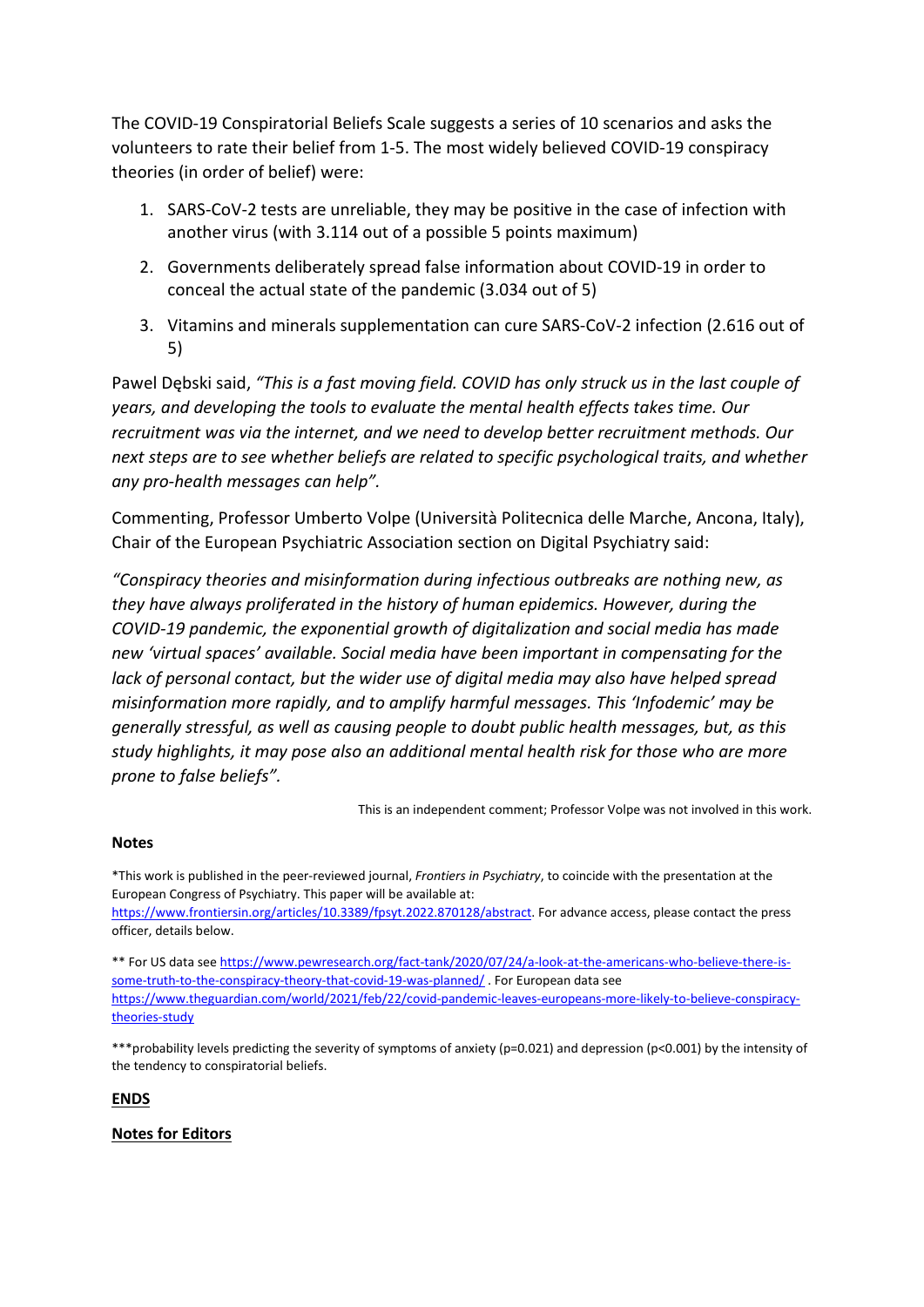The COVID-19 Conspiratorial Beliefs Scale suggests a series of 10 scenarios and asks the volunteers to rate their belief from 1-5. The most widely believed COVID-19 conspiracy theories (in order of belief) were:

1. SARS-CoV-2 tests are unreliable, they may be positive in the case of infection with another virus (with 3.114 out of a possible 5 points maximum)
2. Governments deliberately spread false information about COVID-19 in order to conceal the actual state of the pandemic (3.034 out of 5)
3. Vitamins and minerals supplementation can cure SARS-CoV-2 infection (2.616 out of 5)

Pawel Dębski said, *"This is a fast moving field. COVID has only struck us in the last couple of years, and developing the tools to evaluate the mental health effects takes time. Our recruitment was via the internet, and we need to develop better recruitment methods. Our next steps are to see whether beliefs are related to specific psychological traits, and whether any pro-health messages can help".*

Commenting, Professor Umberto Volpe (Università Politecnica delle Marche, Ancona, Italy), Chair of the European Psychiatric Association section on Digital Psychiatry said:

*"Conspiracy theories and misinformation during infectious outbreaks are nothing new, as they have always proliferated in the history of human epidemics. However, during the COVID-19 pandemic, the exponential growth of digitalization and social media has made new 'virtual spaces' available. Social media have been important in compensating for the lack of personal contact, but the wider use of digital media may also have helped spread misinformation more rapidly, and to amplify harmful messages. This 'Infodemic' may be generally stressful, as well as causing people to doubt public health messages, but, as this study highlights, it may pose also an additional mental health risk for those who are more prone to false beliefs".*

This is an independent comment; Professor Volpe was not involved in this work.

**Notes**

*This work is published in the peer-reviewed journal, *Frontiers in Psychiatry*, to coincide with the presentation at the European Congress of Psychiatry. This paper will be available at: https://www.frontiersin.org/articles/10.3389/fpsyt.2022.870128/abstract. For advance access, please contact the press officer, details below.

** For US data see https://www.pewresearch.org/fact-tank/2020/07/24/a-look-at-the-americans-who-believe-there-is-some-truth-to-the-conspiracy-theory-that-covid-19-was-planned/ . For European data see https://www.theguardian.com/world/2021/feb/22/covid-pandemic-leaves-europeans-more-likely-to-believe-conspiracy-theories-study

***probability levels predicting the severity of symptoms of anxiety ($p=0.021$) and depression ($p<0.001$) by the intensity of the tendency to conspiratorial beliefs.

**ENDS**

**Notes for Editors**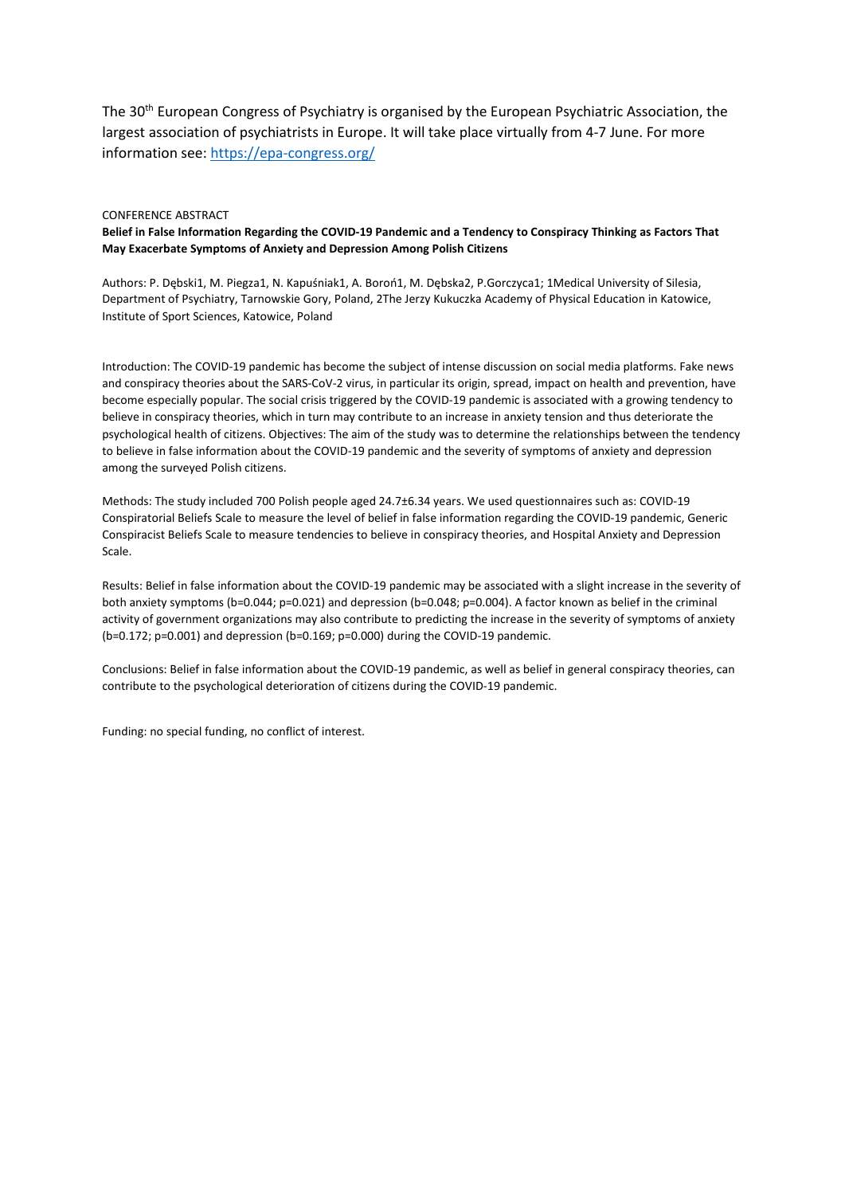The 30th European Congress of Psychiatry is organised by the European Psychiatric Association, the largest association of psychiatrists in Europe. It will take place virtually from 4-7 June. For more information see: https://epa-congress.org/

CONFERENCE ABSTRACT

**Belief in False Information Regarding the COVID-19 Pandemic and a Tendency to Conspiracy Thinking as Factors That May Exacerbate Symptoms of Anxiety and Depression Among Polish Citizens**

Authors: P. Dębski[1], M. Piegza[1], N. Kapuśniak[1], A. Boroń[1], M. Dębska[2], P.Gorczyca[1]; [1]Medical University of Silesia, Department of Psychiatry, Tarnowskie Gory, Poland, [2]The Jerzy Kukuczka Academy of Physical Education in Katowice, Institute of Sport Sciences, Katowice, Poland

Introduction: The COVID-19 pandemic has become the subject of intense discussion on social media platforms. Fake news and conspiracy theories about the SARS-CoV-2 virus, in particular its origin, spread, impact on health and prevention, have become especially popular. The social crisis triggered by the COVID-19 pandemic is associated with a growing tendency to believe in conspiracy theories, which in turn may contribute to an increase in anxiety tension and thus deteriorate the psychological health of citizens. Objectives: The aim of the study was to determine the relationships between the tendency to believe in false information about the COVID-19 pandemic and the severity of symptoms of anxiety and depression among the surveyed Polish citizens.

Methods: The study included 700 Polish people aged 24.7±6.34 years. We used questionnaires such as: COVID-19 Conspiratorial Beliefs Scale to measure the level of belief in false information regarding the COVID-19 pandemic, Generic Conspiracist Beliefs Scale to measure tendencies to believe in conspiracy theories, and Hospital Anxiety and Depression Scale.

Results: Belief in false information about the COVID-19 pandemic may be associated with a slight increase in the severity of both anxiety symptoms ($b=0.044$; $p=0.021$) and depression ($b=0.048$; $p=0.004$). A factor known as belief in the criminal activity of government organizations may also contribute to predicting the increase in the severity of symptoms of anxiety ($b=0.172$; $p=0.001$) and depression ($b=0.169$; $p=0.000$) during the COVID-19 pandemic.

Conclusions: Belief in false information about the COVID-19 pandemic, as well as belief in general conspiracy theories, can contribute to the psychological deterioration of citizens during the COVID-19 pandemic.

Funding: no special funding, no conflict of interest.